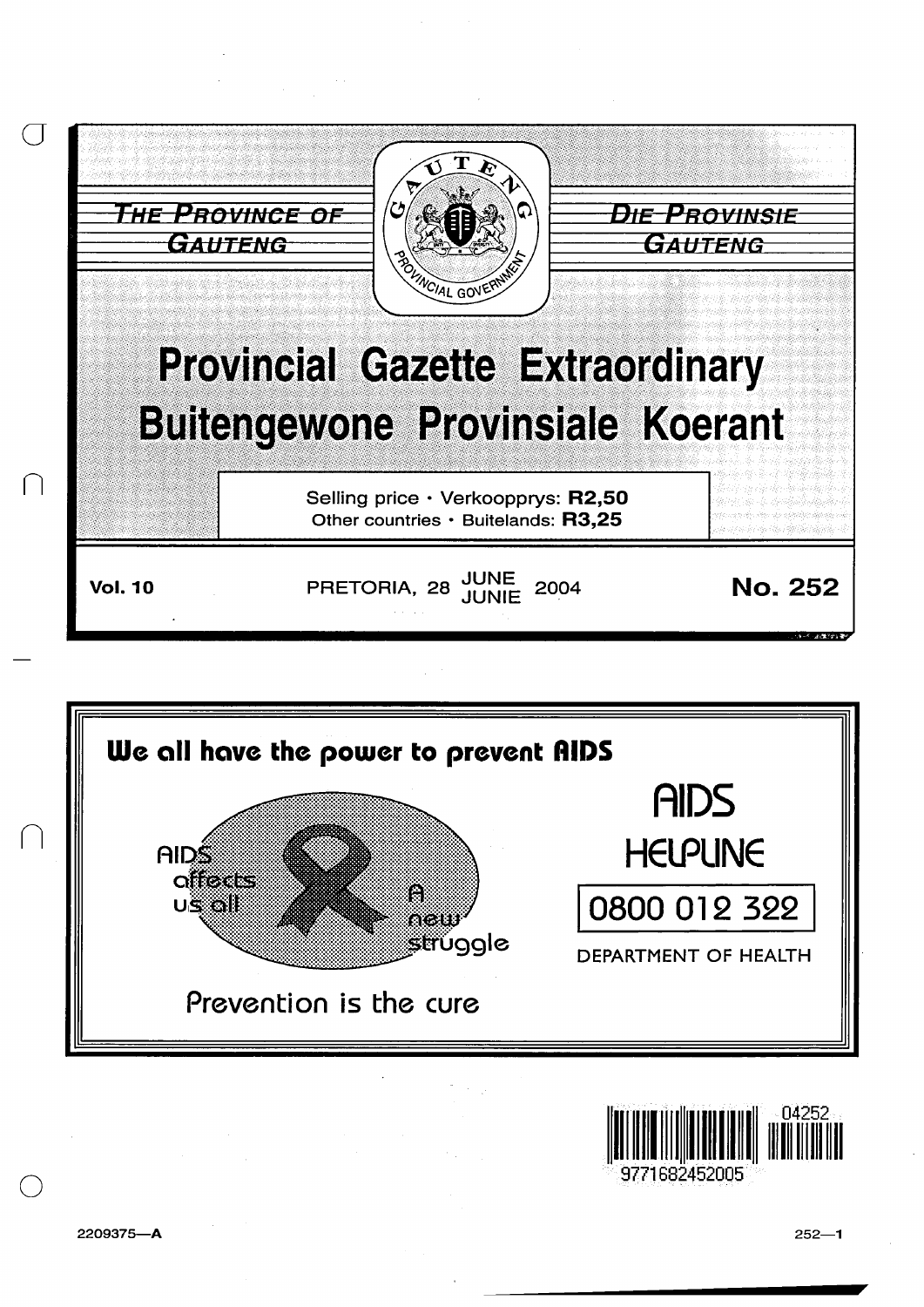THE PROVINCE OF GAUTENG

DIE PROVINSIE GAUTENG

# Provincial Gazette Extraordinary
# Buitengewone Provinsiale Koerant

Selling price · Verkoopprys: **R2,50**
Other countries · Buitelands: **R3,25**

**Vol. 10** PRETORIA, 28 JUNE JUNIE 2004 **No. 252**

**We all have the power to prevent AIDS**

AIDS affects us all

A new struggle

Prevention is the cure

AIDS HELPLINE

0800 012 322

DEPARTMENT OF HEALTH

2209375—A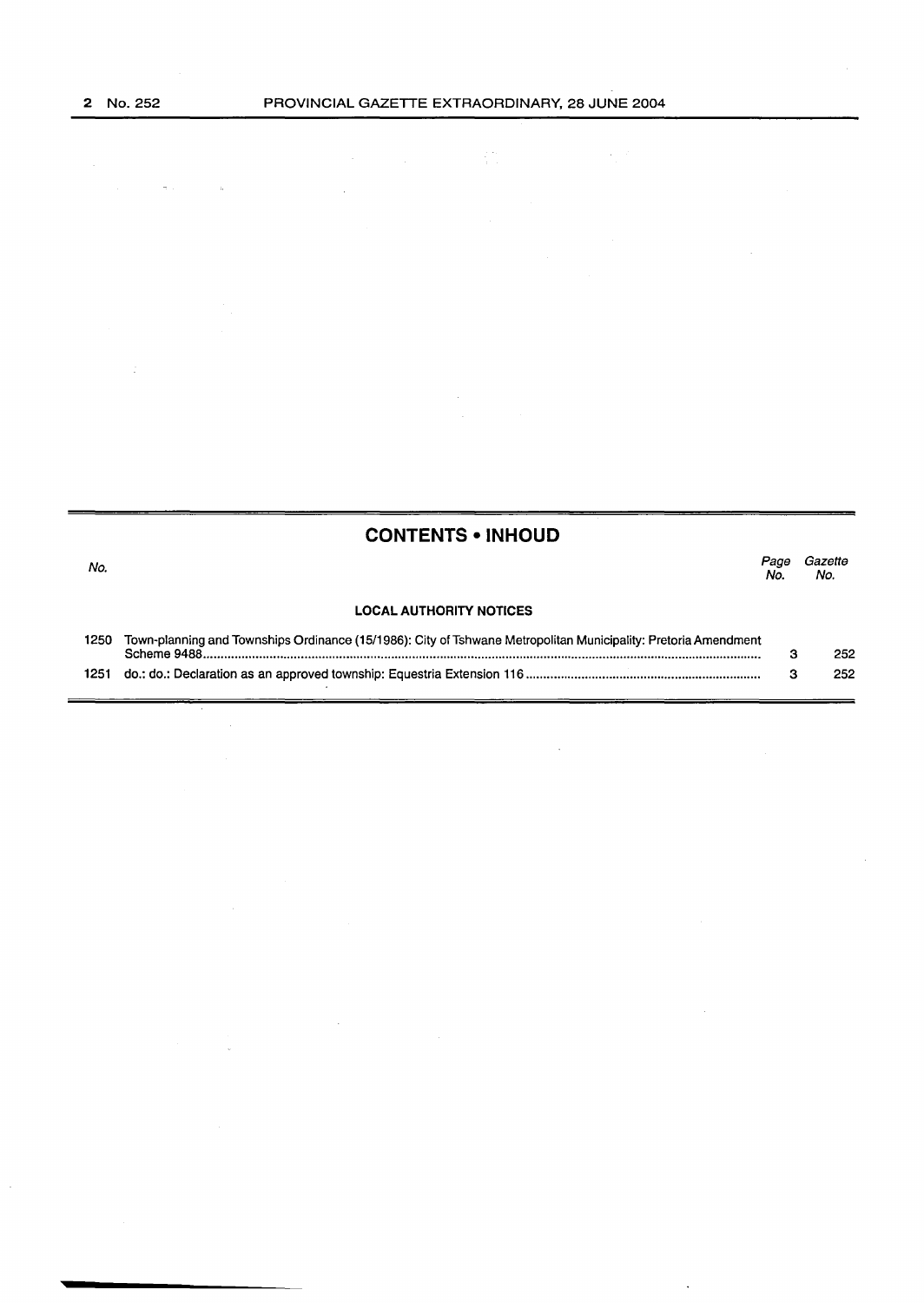## CONTENTS • INHOUD

| No. | | Page No. | Gazette No. |
|---|---|---|---|
| | **LOCAL AUTHORITY NOTICES** | | |
| 1250 | Town-planning and Townships Ordinance (15/1986): City of Tshwane Metropolitan Municipality: Pretoria Amendment Scheme 9488 | 3 | 252 |
| 1251 | do.: do.: Declaration as an approved township: Equestria Extension 116 | 3 | 252 |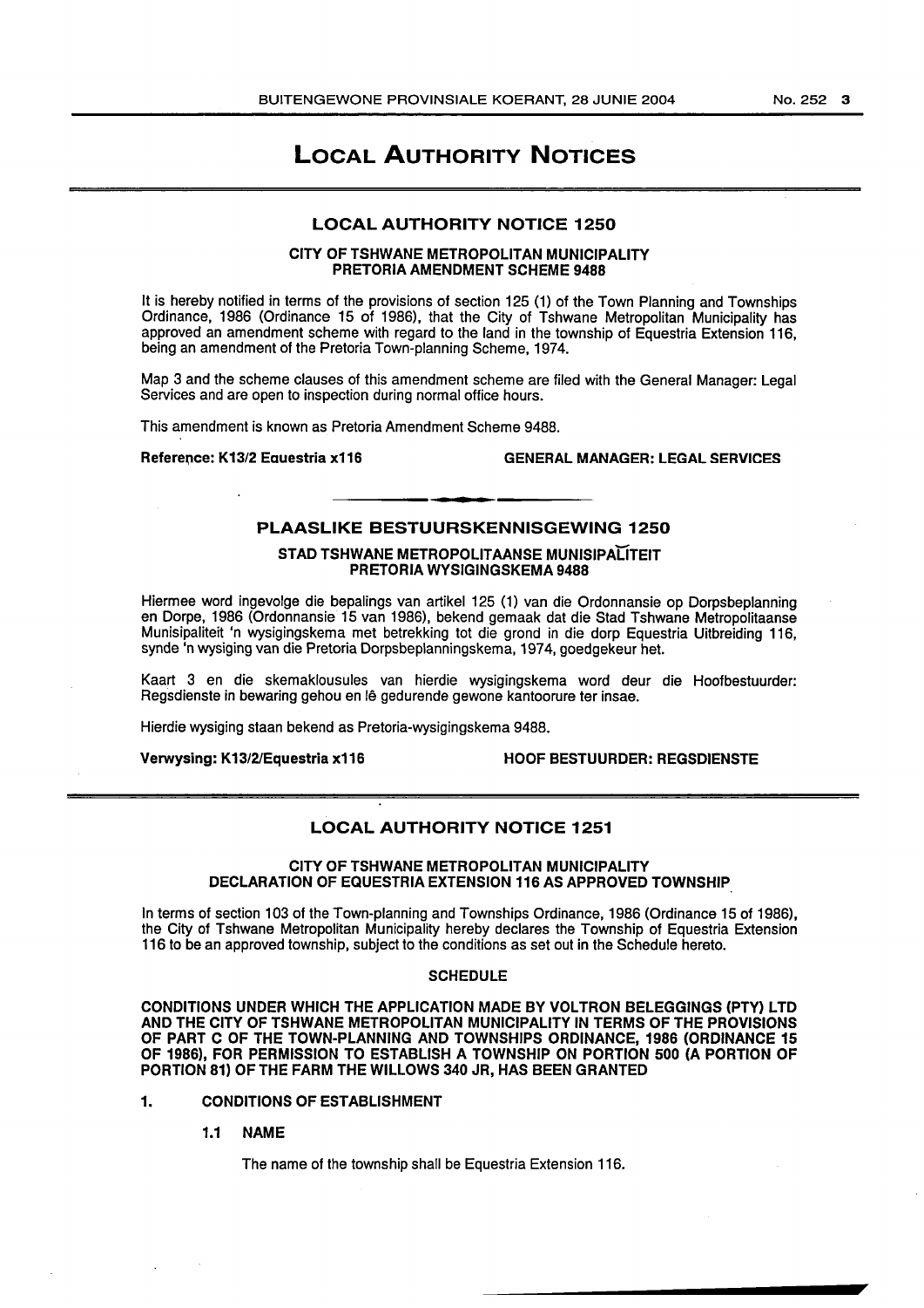# LOCAL AUTHORITY NOTICES

## LOCAL AUTHORITY NOTICE 1250

### CITY OF TSHWANE METROPOLITAN MUNICIPALITY
### PRETORIA AMENDMENT SCHEME 9488

It is hereby notified in terms of the provisions of section 125 (1) of the Town Planning and Townships Ordinance, 1986 (Ordinance 15 of 1986), that the City of Tshwane Metropolitan Municipality has approved an amendment scheme with regard to the land in the township of Equestria Extension 116, being an amendment of the Pretoria Town-planning Scheme, 1974.

Map 3 and the scheme clauses of this amendment scheme are filed with the General Manager: Legal Services and are open to inspection during normal office hours.

This amendment is known as Pretoria Amendment Scheme 9488.

**Reference: K13/2 Equestria x116** **GENERAL MANAGER: LEGAL SERVICES**

---

## PLAASLIKE BESTUURSKENNISGEWING 1250

### STAD TSHWANE METROPOLITAANSE MUNISIPALITEIT
### PRETORIA WYSIGINGSKEMA 9488

Hiermee word ingevolge die bepalings van artikel 125 (1) van die Ordonnansie op Dorpsbeplanning en Dorpe, 1986 (Ordonnansie 15 van 1986), bekend gemaak dat die Stad Tshwane Metropolitaanse Munisipaliteit 'n wysigingskema met betrekking tot die grond in die dorp Equestria Uitbreiding 116, synde 'n wysiging van die Pretoria Dorpsbeplanningskema, 1974, goedgekeur het.

Kaart 3 en die skemaklousules van hierdie wysigingskema word deur die Hoofbestuurder: Regsdienste in bewaring gehou en lê gedurende gewone kantoorure ter insae.

Hierdie wysiging staan bekend as Pretoria-wysigingskema 9488.

**Verwysing: K13/2/Equestria x116** **HOOF BESTUURDER: REGSDIENSTE**

---

## LOCAL AUTHORITY NOTICE 1251

### CITY OF TSHWANE METROPOLITAN MUNICIPALITY
### DECLARATION OF EQUESTRIA EXTENSION 116 AS APPROVED TOWNSHIP

In terms of section 103 of the Town-planning and Townships Ordinance, 1986 (Ordinance 15 of 1986), the City of Tshwane Metropolitan Municipality hereby declares the Township of Equestria Extension 116 to be an approved township, subject to the conditions as set out in the Schedule hereto.

#### SCHEDULE

**CONDITIONS UNDER WHICH THE APPLICATION MADE BY VOLTRON BELEGGINGS (PTY) LTD AND THE CITY OF TSHWANE METROPOLITAN MUNICIPALITY IN TERMS OF THE PROVISIONS OF PART C OF THE TOWN-PLANNING AND TOWNSHIPS ORDINANCE, 1986 (ORDINANCE 15 OF 1986), FOR PERMISSION TO ESTABLISH A TOWNSHIP ON PORTION 500 (A PORTION OF PORTION 81) OF THE FARM THE WILLOWS 340 JR, HAS BEEN GRANTED**

**1. CONDITIONS OF ESTABLISHMENT**

**1.1 NAME**

The name of the township shall be Equestria Extension 116.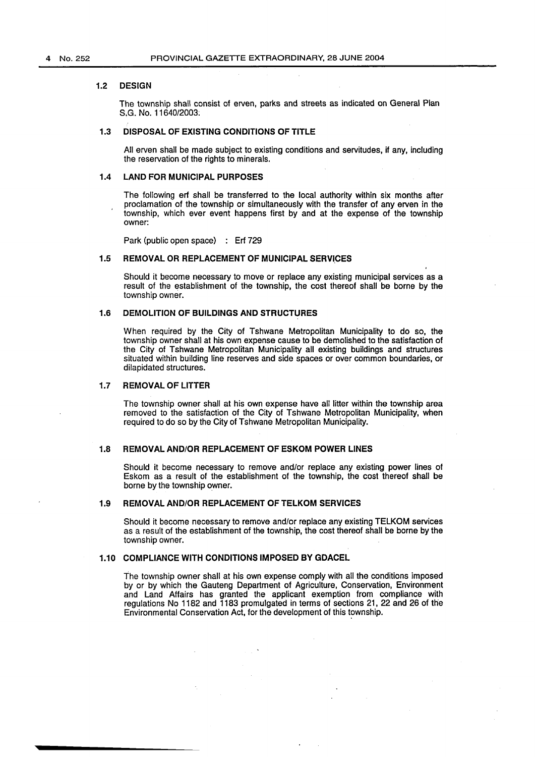### 1.2 DESIGN

The township shall consist of erven, parks and streets as indicated on General Plan S.G. No. 11640/2003.

### 1.3 DISPOSAL OF EXISTING CONDITIONS OF TITLE

All erven shall be made subject to existing conditions and servitudes, if any, including the reservation of the rights to minerals.

### 1.4 LAND FOR MUNICIPAL PURPOSES

The following erf shall be transferred to the local authority within six months after proclamation of the township or simultaneously with the transfer of any erven in the township, which ever event happens first by and at the expense of the township owner:

Park (public open space) : Erf 729

### 1.5 REMOVAL OR REPLACEMENT OF MUNICIPAL SERVICES

Should it become necessary to move or replace any existing municipal services as a result of the establishment of the township, the cost thereof shall be borne by the township owner.

### 1.6 DEMOLITION OF BUILDINGS AND STRUCTURES

When required by the City of Tshwane Metropolitan Municipality to do so, the township owner shall at his own expense cause to be demolished to the satisfaction of the City of Tshwane Metropolitan Municipality all existing buildings and structures situated within building line reserves and side spaces or over common boundaries, or dilapidated structures.

### 1.7 REMOVAL OF LITTER

The township owner shall at his own expense have all litter within the township area removed to the satisfaction of the City of Tshwane Metropolitan Municipality, when required to do so by the City of Tshwane Metropolitan Municipality.

### 1.8 REMOVAL AND/OR REPLACEMENT OF ESKOM POWER LINES

Should it become necessary to remove and/or replace any existing power lines of Eskom as a result of the establishment of the township, the cost thereof shall be borne by the township owner.

### 1.9 REMOVAL AND/OR REPLACEMENT OF TELKOM SERVICES

Should it become necessary to remove and/or replace any existing TELKOM services as a result of the establishment of the township, the cost thereof shall be borne by the township owner.

### 1.10 COMPLIANCE WITH CONDITIONS IMPOSED BY GDACEL

The township owner shall at his own expense comply with all the conditions imposed by or by which the Gauteng Department of Agriculture, Conservation, Environment and Land Affairs has granted the applicant exemption from compliance with regulations No 1182 and 1183 promulgated in terms of sections 21, 22 and 26 of the Environmental Conservation Act, for the development of this township.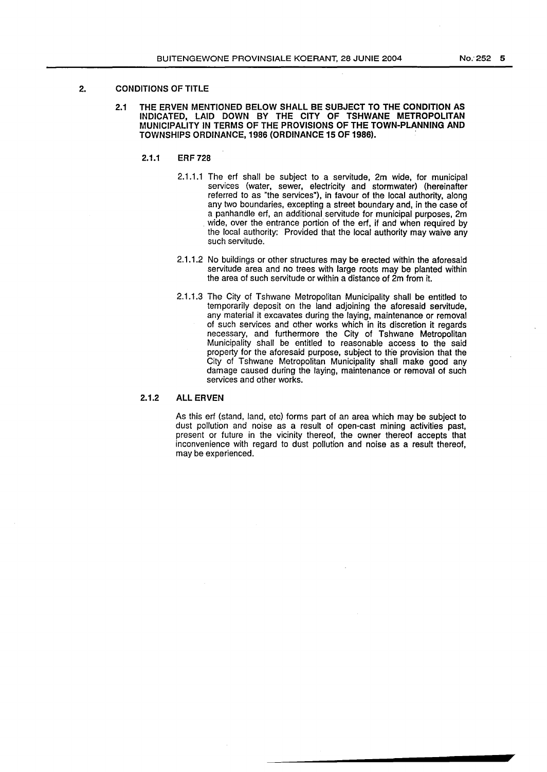## 2. CONDITIONS OF TITLE

### 2.1 THE ERVEN MENTIONED BELOW SHALL BE SUBJECT TO THE CONDITION AS INDICATED, LAID DOWN BY THE CITY OF TSHWANE METROPOLITAN MUNICIPALITY IN TERMS OF THE PROVISIONS OF THE TOWN-PLANNING AND TOWNSHIPS ORDINANCE, 1986 (ORDINANCE 15 OF 1986).

#### 2.1.1 ERF 728

2.1.1.1 The erf shall be subject to a servitude, 2m wide, for municipal services (water, sewer, electricity and stormwater) (hereinafter referred to as "the services"), in favour of the local authority, along any two boundaries, excepting a street boundary and, in the case of a panhandle erf, an additional servitude for municipal purposes, 2m wide, over the entrance portion of the erf, if and when required by the local authority: Provided that the local authority may waive any such servitude.

2.1.1.2 No buildings or other structures may be erected within the aforesaid servitude area and no trees with large roots may be planted within the area of such servitude or within a distance of 2m from it.

2.1.1.3 The City of Tshwane Metropolitan Municipality shall be entitled to temporarily deposit on the land adjoining the aforesaid servitude, any material it excavates during the laying, maintenance or removal of such services and other works which in its discretion it regards necessary, and furthermore the City of Tshwane Metropolitan Municipality shall be entitled to reasonable access to the said property for the aforesaid purpose, subject to the provision that the City of Tshwane Metropolitan Municipality shall make good any damage caused during the laying, maintenance or removal of such services and other works.

#### 2.1.2 ALL ERVEN

As this erf (stand, land, etc) forms part of an area which may be subject to dust pollution and noise as a result of open-cast mining activities past, present or future in the vicinity thereof, the owner thereof accepts that inconvenience with regard to dust pollution and noise as a result thereof, may be experienced.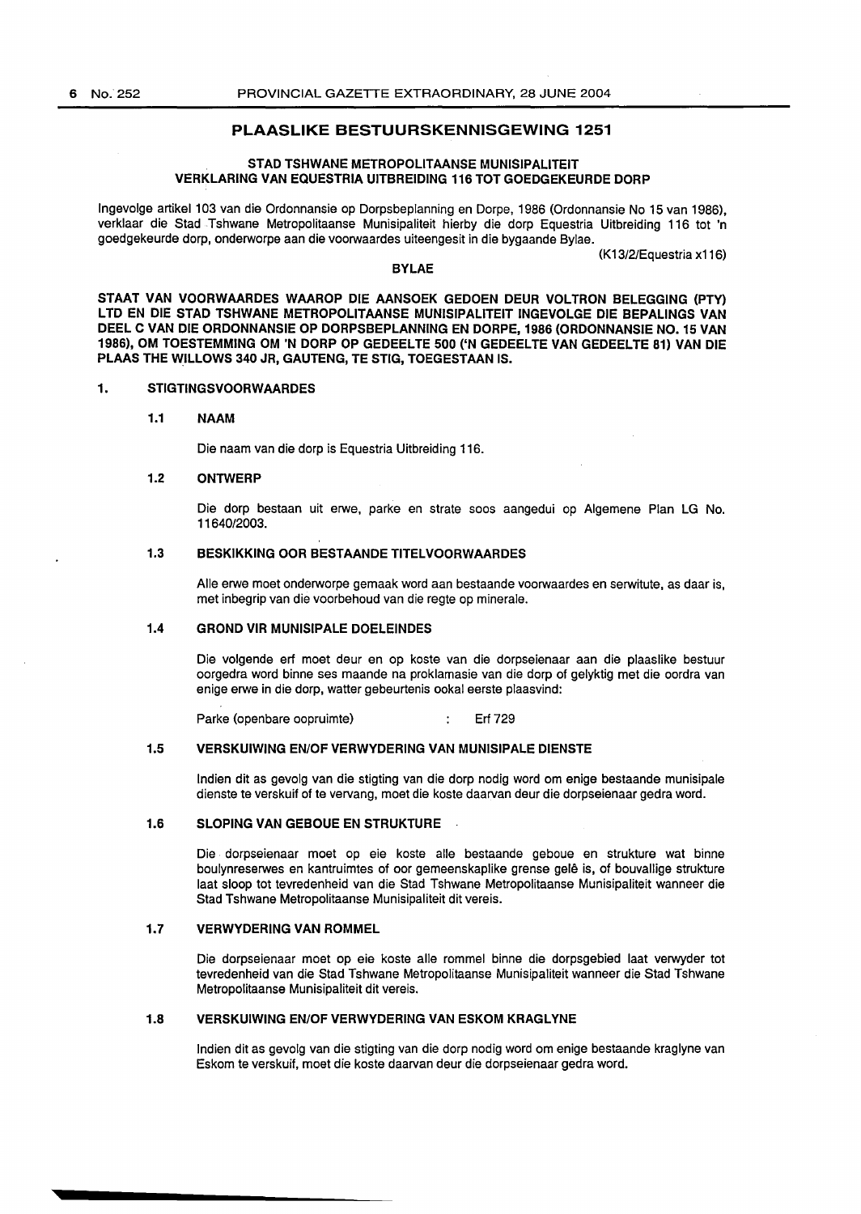## PLAASLIKE BESTUURSKENNISGEWING 1251

### STAD TSHWANE METROPOLITAANSE MUNISIPALITEIT
### VERKLARING VAN EQUESTRIA UITBREIDING 116 TOT GOEDGEKEURDE DORP

Ingevolge artikel 103 van die Ordonnansie op Dorpsbeplanning en Dorpe, 1986 (Ordonnansie No 15 van 1986), verklaar die Stad Tshwane Metropolitaanse Munisipaliteit hierby die dorp Equestria Uitbreiding 116 tot 'n goedgekeurde dorp, onderworpe aan die voorwaardes uiteengesit in die bygaande Bylae.

(K13/2/Equestria x116)

**BYLAE**

**STAAT VAN VOORWAARDES WAAROP DIE AANSOEK GEDOEN DEUR VOLTRON BELEGGING (PTY) LTD EN DIE STAD TSHWANE METROPOLITAANSE MUNISIPALITEIT INGEVOLGE DIE BEPALINGS VAN DEEL C VAN DIE ORDONNANSIE OP DORPSBEPLANNING EN DORPE, 1986 (ORDONNANSIE NO. 15 VAN 1986), OM TOESTEMMING OM 'N DORP OP GEDEELTE 500 ('N GEDEELTE VAN GEDEELTE 81) VAN DIE PLAAS THE WILLOWS 340 JR, GAUTENG, TE STIG, TOEGESTAAN IS.**

**1. STIGTINGSVOORWAARDES**

**1.1 NAAM**

Die naam van die dorp is Equestria Uitbreiding 116.

**1.2 ONTWERP**

Die dorp bestaan uit erwe, parke en strate soos aangedui op Algemene Plan LG No. 11640/2003.

**1.3 BESKIKKING OOR BESTAANDE TITELVOORWAARDES**

Alle erwe moet onderworpe gemaak word aan bestaande voorwaardes en serwitute, as daar is, met inbegrip van die voorbehoud van die regte op minerale.

**1.4 GROND VIR MUNISIPALE DOELEINDES**

Die volgende erf moet deur en op koste van die dorpseienaar aan die plaaslike bestuur oorgedra word binne ses maande na proklamasie van die dorp of gelyktig met die oordra van enige erwe in die dorp, watter gebeurtenis ookal eerste plaasvind:

Parke (openbare oopruimte) : Erf 729

**1.5 VERSKUIWING EN/OF VERWYDERING VAN MUNISIPALE DIENSTE**

Indien dit as gevolg van die stigting van die dorp nodig word om enige bestaande munisipale dienste te verskuif of te vervang, moet die koste daarvan deur die dorpseienaar gedra word.

**1.6 SLOPING VAN GEBOUE EN STRUKTURE**

Die dorpseienaar moet op eie koste alle bestaande geboue en strukture wat binne boulynreserwes en kantruimtes of oor gemeenskaplike grense gelê is, of bouvallige strukture laat sloop tot tevredenheid van die Stad Tshwane Metropolitaanse Munisipaliteit wanneer die Stad Tshwane Metropolitaanse Munisipaliteit dit vereis.

**1.7 VERWYDERING VAN ROMMEL**

Die dorpseienaar moet op eie koste alle rommel binne die dorpsgebied laat verwyder tot tevredenheid van die Stad Tshwane Metropolitaanse Munisipaliteit wanneer die Stad Tshwane Metropolitaanse Munisipaliteit dit vereis.

**1.8 VERSKUIWING EN/OF VERWYDERING VAN ESKOM KRAGLYNE**

Indien dit as gevolg van die stigting van die dorp nodig word om enige bestaande kraglyne van Eskom te verskuif, moet die koste daarvan deur die dorpseienaar gedra word.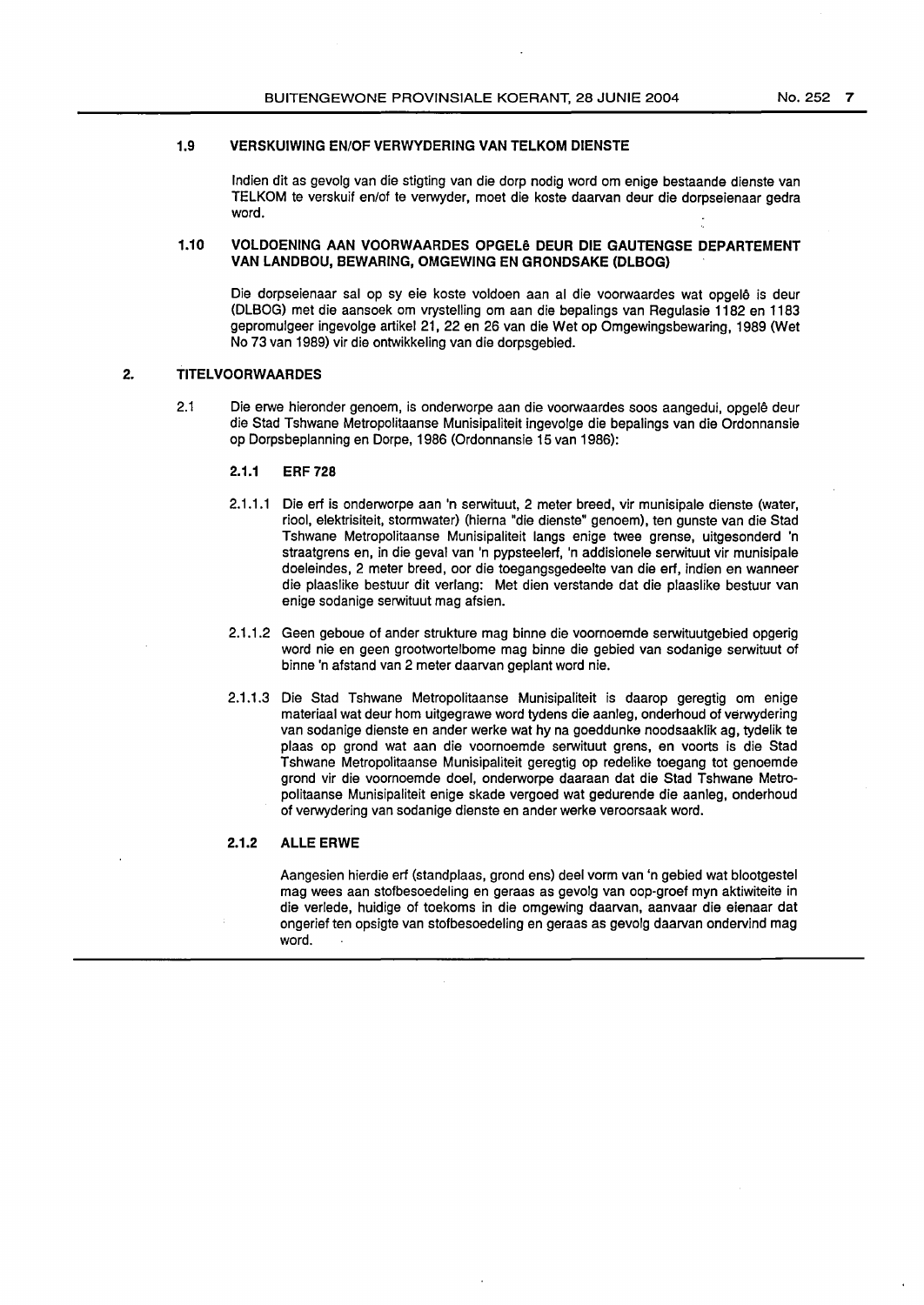### 1.9 VERSKUIWING EN/OF VERWYDERING VAN TELKOM DIENSTE

Indien dit as gevolg van die stigting van die dorp nodig word om enige bestaande dienste van TELKOM te verskuif en/of te verwyder, moet die koste daarvan deur die dorpseienaar gedra word.

### 1.10 VOLDOENING AAN VOORWAARDES OPGELê DEUR DIE GAUTENGSE DEPARTEMENT VAN LANDBOU, BEWARING, OMGEWING EN GRONDSAKE (DLBOG)

Die dorpseienaar sal op sy eie koste voldoen aan al die voorwaardes wat opgelê is deur (DLBOG) met die aansoek om vrystelling om aan die bepalings van Regulasie 1182 en 1183 gepromulgeer ingevolge artikel 21, 22 en 26 van die Wet op Omgewingsbewaring, 1989 (Wet No 73 van 1989) vir die ontwikkeling van die dorpsgebied.

## 2. TITELVOORWAARDES

2.1 Die erwe hieronder genoem, is onderworpe aan die voorwaardes soos aangedui, opgelê deur die Stad Tshwane Metropolitaanse Munisipaliteit ingevolge die bepalings van die Ordonnansie op Dorpsbeplanning en Dorpe, 1986 (Ordonnansie 15 van 1986):

#### 2.1.1 ERF 728

2.1.1.1 Die erf is onderworpe aan 'n serwituut, 2 meter breed, vir munisipale dienste (water, riool, elektrisiteit, stormwater) (hierna "die dienste" genoem), ten gunste van die Stad Tshwane Metropolitaanse Munisipaliteit langs enige twee grense, uitgesonderd 'n straatgrens en, in die geval van 'n pypsteelerf, 'n addisionele serwituut vir munisipale doeleindes, 2 meter breed, oor die toegangsgedeelte van die erf, indien en wanneer die plaaslike bestuur dit verlang: Met dien verstande dat die plaaslike bestuur van enige sodanige serwituut mag afsien.

2.1.1.2 Geen geboue of ander strukture mag binne die voornoemde serwituutgebied opgerig word nie en geen grootwortelbome mag binne die gebied van sodanige serwituut of binne 'n afstand van 2 meter daarvan geplant word nie.

2.1.1.3 Die Stad Tshwane Metropolitaanse Munisipaliteit is daarop geregtig om enige materiaal wat deur hom uitgegrawe word tydens die aanleg, onderhoud of verwydering van sodanige dienste en ander werke wat hy na goeddunke noodsaaklik ag, tydelik te plaas op grond wat aan die voornoemde serwituut grens, en voorts is die Stad Tshwane Metropolitaanse Munisipaliteit geregtig op redelike toegang tot genoemde grond vir die voornoemde doel, onderworpe daaraan dat die Stad Tshwane Metropolitaanse Munisipaliteit enige skade vergoed wat gedurende die aanleg, onderhoud of verwydering van sodanige dienste en ander werke veroorsaak word.

#### 2.1.2 ALLE ERWE

Aangesien hierdie erf (standplaas, grond ens) deel vorm van 'n gebied wat blootgestel mag wees aan stofbesoedeling en geraas as gevolg van oop-groef myn aktiwiteite in die verlede, huidige of toekoms in die omgewing daarvan, aanvaar die eienaar dat ongerief ten opsigte van stofbesoedeling en geraas as gevolg daarvan ondervind mag word.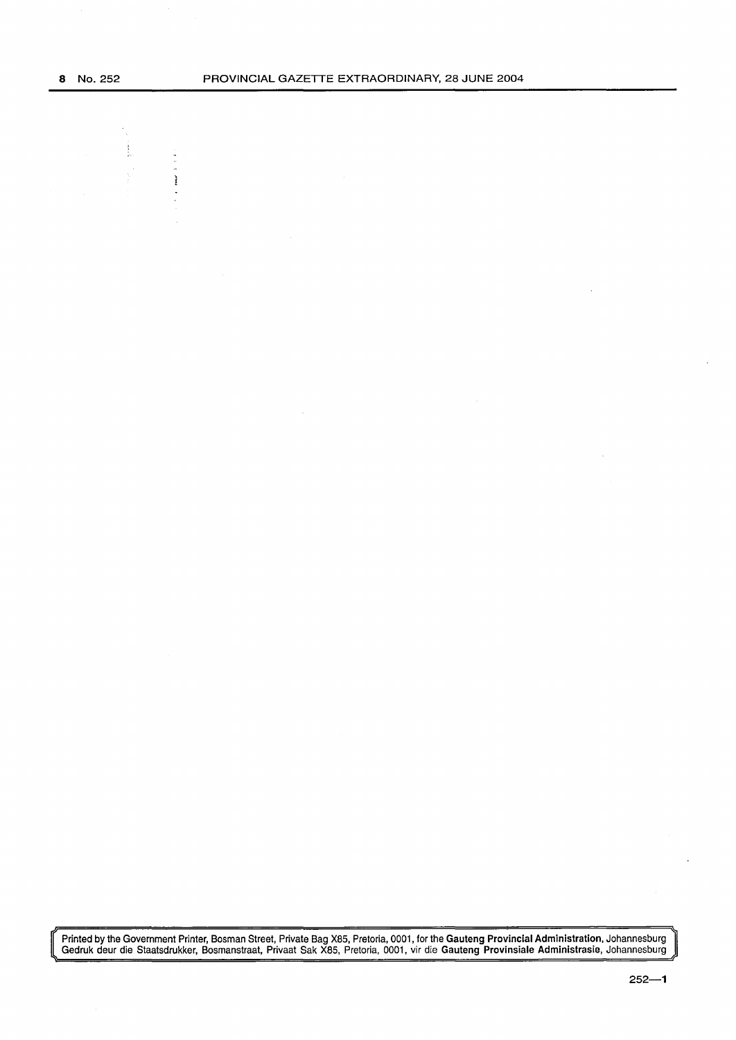Printed by the Government Printer, Bosman Street, Private Bag X85, Pretoria, 0001, for the **Gauteng Provincial Administration**, Johannesburg
Gedruk deur die Staatsdrukker, Bosmanstraat, Privaat Sak X85, Pretoria, 0001, vir die **Gauteng Provinsiale Administrasie**, Johannesburg

252—**1**